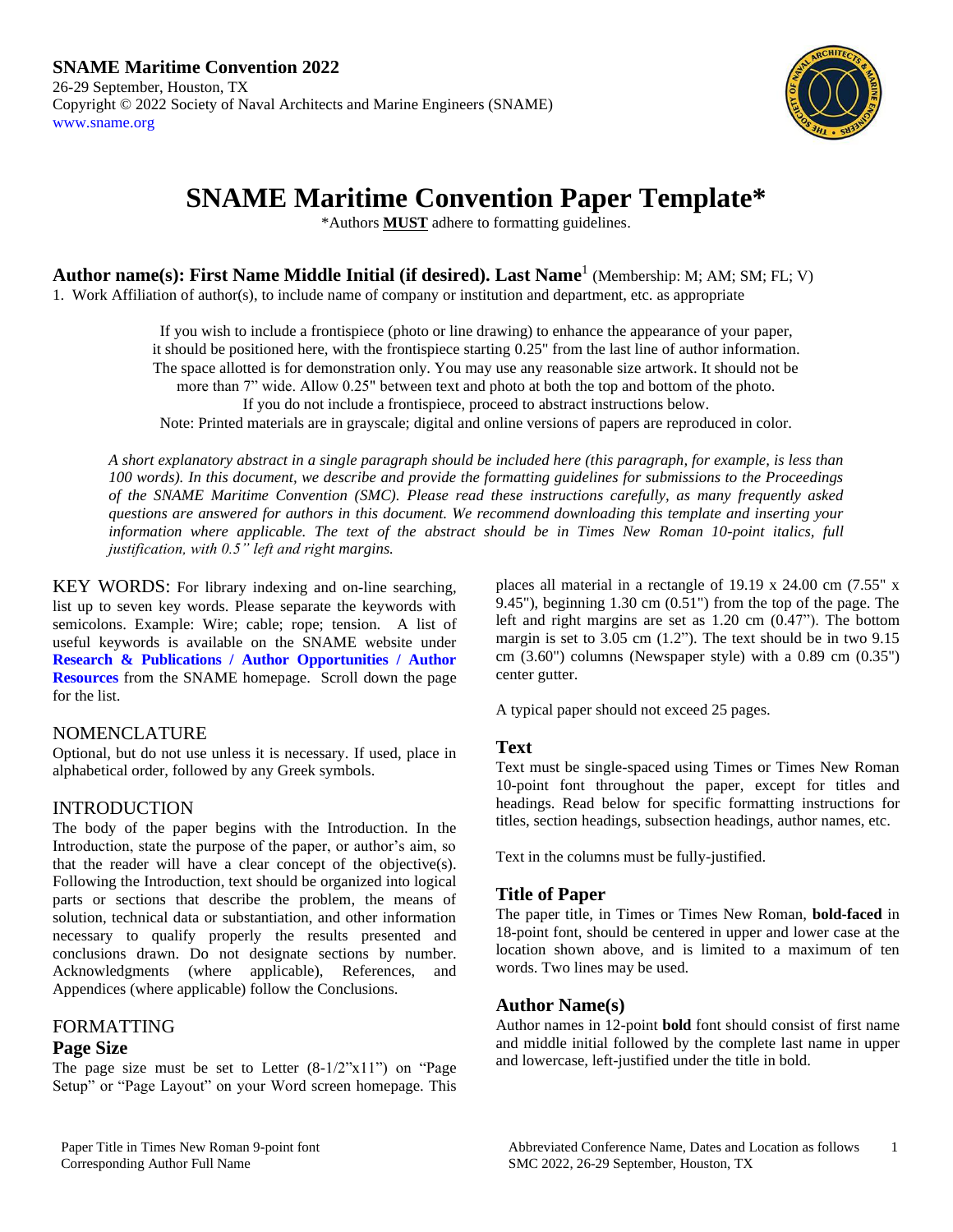**SNAME Maritime Convention 2022**
26-29 September, Houston, TX
Copyright © 2022 Society of Naval Architects and Marine Engineers (SNAME)
www.sname.org

# SNAME Maritime Convention Paper Template*

*Authors **MUST** adhere to formatting guidelines.

**Author name(s): First Name Middle Initial (if desired). Last Name**[1] (Membership: M; AM; SM; FL; V)

1. Work Affiliation of author(s), to include name of company or institution and department, etc. as appropriate

If you wish to include a frontispiece (photo or line drawing) to enhance the appearance of your paper, it should be positioned here, with the frontispiece starting 0.25" from the last line of author information. The space allotted is for demonstration only. You may use any reasonable size artwork. It should not be more than 7" wide. Allow 0.25" between text and photo at both the top and bottom of the photo. If you do not include a frontispiece, proceed to abstract instructions below.
Note: Printed materials are in grayscale; digital and online versions of papers are reproduced in color.

*A short explanatory abstract in a single paragraph should be included here (this paragraph, for example, is less than 100 words). In this document, we describe and provide the formatting guidelines for submissions to the Proceedings of the SNAME Maritime Convention (SMC). Please read these instructions carefully, as many frequently asked questions are answered for authors in this document. We recommend downloading this template and inserting your information where applicable. The text of the abstract should be in Times New Roman 10-point italics, full justification, with 0.5" left and right margins.*

KEY WORDS: For library indexing and on-line searching, list up to seven key words. Please separate the keywords with semicolons. Example: Wire; cable; rope; tension. A list of useful keywords is available on the SNAME website under **Research & Publications / Author Opportunities / Author Resources** from the SNAME homepage. Scroll down the page for the list.

## NOMENCLATURE

Optional, but do not use unless it is necessary. If used, place in alphabetical order, followed by any Greek symbols.

## INTRODUCTION

The body of the paper begins with the Introduction. In the Introduction, state the purpose of the paper, or author's aim, so that the reader will have a clear concept of the objective(s). Following the Introduction, text should be organized into logical parts or sections that describe the problem, the means of solution, technical data or substantiation, and other information necessary to qualify properly the results presented and conclusions drawn. Do not designate sections by number. Acknowledgments (where applicable), References, and Appendices (where applicable) follow the Conclusions.

## FORMATTING

### Page Size

The page size must be set to Letter (8-1/2"x11") on "Page Setup" or "Page Layout" on your Word screen homepage. This places all material in a rectangle of 19.19 x 24.00 cm (7.55" x 9.45"), beginning 1.30 cm (0.51") from the top of the page. The left and right margins are set as 1.20 cm (0.47"). The bottom margin is set to 3.05 cm (1.2"). The text should be in two 9.15 cm (3.60") columns (Newspaper style) with a 0.89 cm (0.35") center gutter.

A typical paper should not exceed 25 pages.

### Text

Text must be single-spaced using Times or Times New Roman 10-point font throughout the paper, except for titles and headings. Read below for specific formatting instructions for titles, section headings, subsection headings, author names, etc.

Text in the columns must be fully-justified.

### Title of Paper

The paper title, in Times or Times New Roman, **bold-faced** in 18-point font, should be centered in upper and lower case at the location shown above, and is limited to a maximum of ten words. Two lines may be used.

### Author Name(s)

Author names in 12-point **bold** font should consist of first name and middle initial followed by the complete last name in upper and lowercase, left-justified under the title in bold.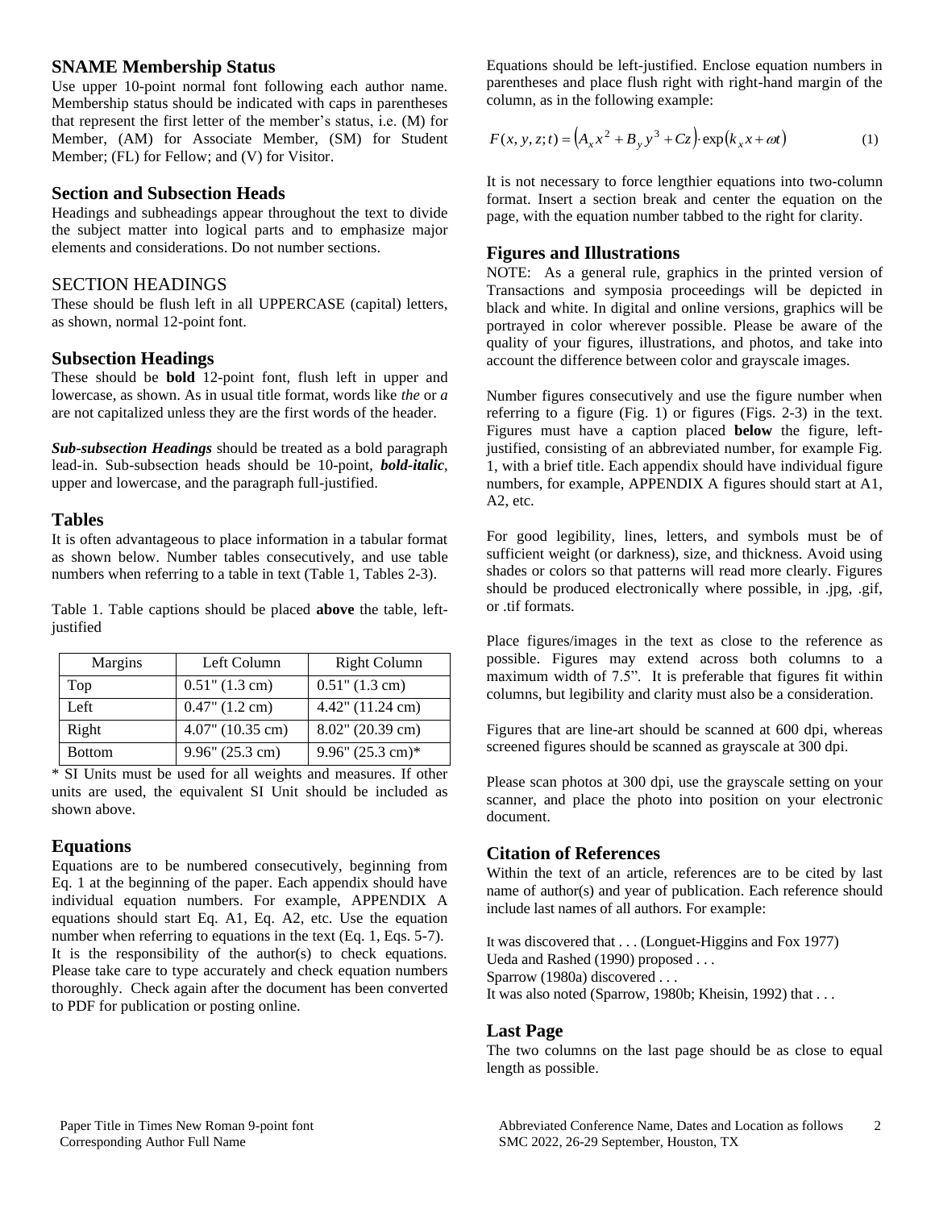## SNAME Membership Status

Use upper 10-point normal font following each author name. Membership status should be indicated with caps in parentheses that represent the first letter of the member's status, i.e. (M) for Member, (AM) for Associate Member, (SM) for Student Member; (FL) for Fellow; and (V) for Visitor.

## Section and Subsection Heads

Headings and subheadings appear throughout the text to divide the subject matter into logical parts and to emphasize major elements and considerations. Do not number sections.

## SECTION HEADINGS

These should be flush left in all UPPERCASE (capital) letters, as shown, normal 12-point font.

### Subsection Headings

These should be **bold** 12-point font, flush left in upper and lowercase, as shown. As in usual title format, words like *the* or *a* are not capitalized unless they are the first words of the header.

***Sub-subsection Headings*** should be treated as a bold paragraph lead-in. Sub-subsection heads should be 10-point, ***bold-italic***, upper and lowercase, and the paragraph full-justified.

## Tables

It is often advantageous to place information in a tabular format as shown below. Number tables consecutively, and use table numbers when referring to a table in text (Table 1, Tables 2-3).

Table 1. Table captions should be placed **above** the table, left-justified

| Margins | Left Column | Right Column |
|---|---|---|
| Top | 0.51" (1.3 cm) | 0.51" (1.3 cm) |
| Left | 0.47" (1.2 cm) | 4.42" (11.24 cm) |
| Right | 4.07" (10.35 cm) | 8.02" (20.39 cm) |
| Bottom | 9.96" (25.3 cm) | 9.96" (25.3 cm)* |

* SI Units must be used for all weights and measures. If other units are used, the equivalent SI Unit should be included as shown above.

## Equations

Equations are to be numbered consecutively, beginning from Eq. 1 at the beginning of the paper. Each appendix should have individual equation numbers. For example, APPENDIX A equations should start Eq. A1, Eq. A2, etc. Use the equation number when referring to equations in the text (Eq. 1, Eqs. 5-7). It is the responsibility of the author(s) to check equations. Please take care to type accurately and check equation numbers thoroughly. Check again after the document has been converted to PDF for publication or posting online.

Equations should be left-justified. Enclose equation numbers in parentheses and place flush right with right-hand margin of the column, as in the following example:

$$F(x, y, z; t) = \left(A_x x^2 + B_y y^3 + Cz\right) \cdot \exp\left(k_x x + \omega t\right) \qquad (1)$$

It is not necessary to force lengthier equations into two-column format. Insert a section break and center the equation on the page, with the equation number tabbed to the right for clarity.

## Figures and Illustrations

NOTE: As a general rule, graphics in the printed version of Transactions and symposia proceedings will be depicted in black and white. In digital and online versions, graphics will be portrayed in color wherever possible. Please be aware of the quality of your figures, illustrations, and photos, and take into account the difference between color and grayscale images.

Number figures consecutively and use the figure number when referring to a figure (Fig. 1) or figures (Figs. 2-3) in the text. Figures must have a caption placed **below** the figure, left-justified, consisting of an abbreviated number, for example Fig. 1, with a brief title. Each appendix should have individual figure numbers, for example, APPENDIX A figures should start at A1, A2, etc.

For good legibility, lines, letters, and symbols must be of sufficient weight (or darkness), size, and thickness. Avoid using shades or colors so that patterns will read more clearly. Figures should be produced electronically where possible, in .jpg, .gif, or .tif formats.

Place figures/images in the text as close to the reference as possible. Figures may extend across both columns to a maximum width of 7.5". It is preferable that figures fit within columns, but legibility and clarity must also be a consideration.

Figures that are line-art should be scanned at 600 dpi, whereas screened figures should be scanned as grayscale at 300 dpi.

Please scan photos at 300 dpi, use the grayscale setting on your scanner, and place the photo into position on your electronic document.

## Citation of References

Within the text of an article, references are to be cited by last name of author(s) and year of publication. Each reference should include last names of all authors. For example:

It was discovered that . . . (Longuet-Higgins and Fox 1977)
Ueda and Rashed (1990) proposed . . .
Sparrow (1980a) discovered . . .
It was also noted (Sparrow, 1980b; Kheisin, 1992) that . . .

## Last Page

The two columns on the last page should be as close to equal length as possible.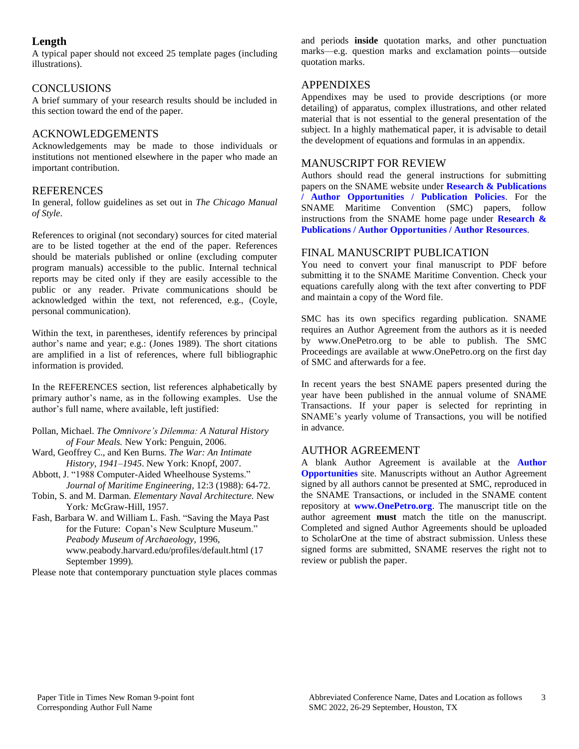### Length

A typical paper should not exceed 25 template pages (including illustrations).

## CONCLUSIONS

A brief summary of your research results should be included in this section toward the end of the paper.

## ACKNOWLEDGEMENTS

Acknowledgements may be made to those individuals or institutions not mentioned elsewhere in the paper who made an important contribution.

## REFERENCES

In general, follow guidelines as set out in *The Chicago Manual of Style*.

References to original (not secondary) sources for cited material are to be listed together at the end of the paper. References should be materials published or online (excluding computer program manuals) accessible to the public. Internal technical reports may be cited only if they are easily accessible to the public or any reader. Private communications should be acknowledged within the text, not referenced, e.g., (Coyle, personal communication).

Within the text, in parentheses, identify references by principal author's name and year; e.g.: (Jones 1989). The short citations are amplified in a list of references, where full bibliographic information is provided.

In the REFERENCES section, list references alphabetically by primary author's name, as in the following examples. Use the author's full name, where available, left justified:

Pollan, Michael. *The Omnivore's Dilemma: A Natural History of Four Meals.* New York: Penguin, 2006.

Ward, Geoffrey C., and Ken Burns. *The War: An Intimate History, 1941–1945*. New York: Knopf, 2007.

Abbott, J. "1988 Computer-Aided Wheelhouse Systems." *Journal of Maritime Engineering,* 12:3 (1988): 64-72.

Tobin, S. and M. Darman. *Elementary Naval Architecture.* New York: McGraw-Hill, 1957.

Fash, Barbara W. and William L. Fash. "Saving the Maya Past for the Future: Copan's New Sculpture Museum." *Peabody Museum of Archaeology,* 1996, www.peabody.harvard.edu/profiles/default.html (17 September 1999).

Please note that contemporary punctuation style places commas and periods **inside** quotation marks, and other punctuation marks—e.g. question marks and exclamation points—outside quotation marks.

## APPENDIXES

Appendixes may be used to provide descriptions (or more detailing) of apparatus, complex illustrations, and other related material that is not essential to the general presentation of the subject. In a highly mathematical paper, it is advisable to detail the development of equations and formulas in an appendix.

## MANUSCRIPT FOR REVIEW

Authors should read the general instructions for submitting papers on the SNAME website under **Research & Publications / Author Opportunities / Publication Policies**. For the SNAME Maritime Convention (SMC) papers, follow instructions from the SNAME home page under **Research & Publications / Author Opportunities / Author Resources**.

## FINAL MANUSCRIPT PUBLICATION

You need to convert your final manuscript to PDF before submitting it to the SNAME Maritime Convention. Check your equations carefully along with the text after converting to PDF and maintain a copy of the Word file.

SMC has its own specifics regarding publication. SNAME requires an Author Agreement from the authors as it is needed by www.OnePetro.org to be able to publish. The SMC Proceedings are available at www.OnePetro.org on the first day of SMC and afterwards for a fee.

In recent years the best SNAME papers presented during the year have been published in the annual volume of SNAME Transactions. If your paper is selected for reprinting in SNAME's yearly volume of Transactions, you will be notified in advance.

## AUTHOR AGREEMENT

A blank Author Agreement is available at the **Author Opportunities** site. Manuscripts without an Author Agreement signed by all authors cannot be presented at SMC, reproduced in the SNAME Transactions, or included in the SNAME content repository at **www.OnePetro.org**. The manuscript title on the author agreement **must** match the title on the manuscript. Completed and signed Author Agreements should be uploaded to ScholarOne at the time of abstract submission. Unless these signed forms are submitted, SNAME reserves the right not to review or publish the paper.